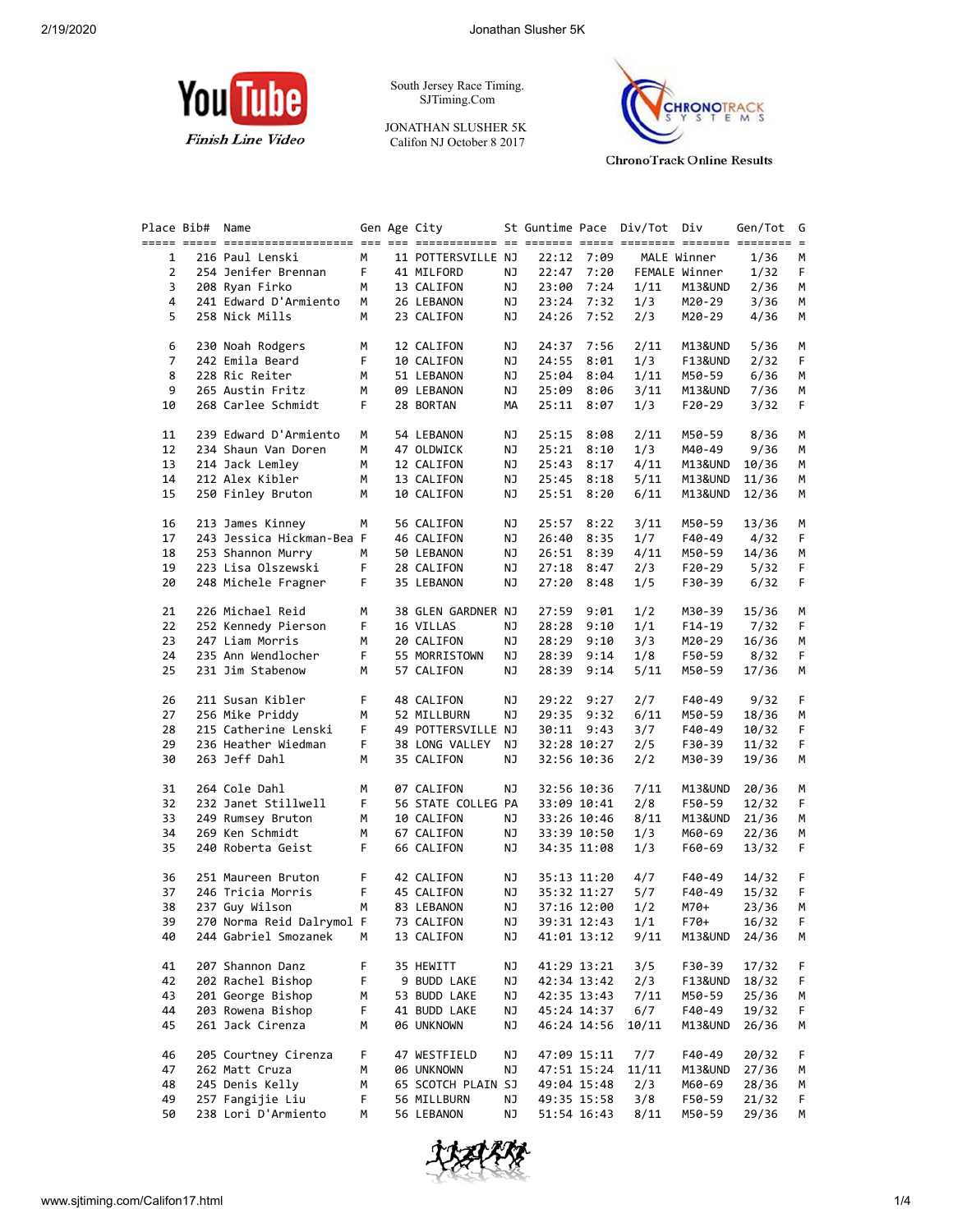YouTube Finish Line Video

South Jersey Race Timing.
SJTiming.Com

JONATHAN SLUSHER 5K
Califon NJ October 8 2017

ChronoTrack Online Results

| Place | Bib# | Name | Gen | Age | City | St | Guntime | Pace | Div/Tot | Div | Gen/Tot | G |
|---|---|---|---|---|---|---|---|---|---|---|---|---|
| 1 | 216 | Paul Lenski | M | 11 | POTTERSVILLE | NJ | 22:12 | 7:09 | MALE Winner | | 1/36 | M |
| 2 | 254 | Jenifer Brennan | F | 41 | MILFORD | NJ | 22:47 | 7:20 | FEMALE Winner | | 1/32 | F |
| 3 | 208 | Ryan Firko | M | 13 | CALIFON | NJ | 23:00 | 7:24 | 1/11 | M13&UND | 2/36 | M |
| 4 | 241 | Edward D'Armiento | M | 26 | LEBANON | NJ | 23:24 | 7:32 | 1/3 | M20-29 | 3/36 | M |
| 5 | 258 | Nick Mills | M | 23 | CALIFON | NJ | 24:26 | 7:52 | 2/3 | M20-29 | 4/36 | M |
| 6 | 230 | Noah Rodgers | M | 12 | CALIFON | NJ | 24:37 | 7:56 | 2/11 | M13&UND | 5/36 | M |
| 7 | 242 | Emila Beard | F | 10 | CALIFON | NJ | 24:55 | 8:01 | 1/3 | F13&UND | 2/32 | F |
| 8 | 228 | Ric Reiter | M | 51 | LEBANON | NJ | 25:04 | 8:04 | 1/11 | M50-59 | 6/36 | M |
| 9 | 265 | Austin Fritz | M | 09 | LEBANON | NJ | 25:09 | 8:06 | 3/11 | M13&UND | 7/36 | M |
| 10 | 268 | Carlee Schmidt | F | 28 | BORTAN | MA | 25:11 | 8:07 | 1/3 | F20-29 | 3/32 | F |
| 11 | 239 | Edward D'Armiento | M | 54 | LEBANON | NJ | 25:15 | 8:08 | 2/11 | M50-59 | 8/36 | M |
| 12 | 234 | Shaun Van Doren | M | 47 | OLDWICK | NJ | 25:21 | 8:10 | 1/3 | M40-49 | 9/36 | M |
| 13 | 214 | Jack Lemley | M | 12 | CALIFON | NJ | 25:43 | 8:17 | 4/11 | M13&UND | 10/36 | M |
| 14 | 212 | Alex Kibler | M | 13 | CALIFON | NJ | 25:45 | 8:18 | 5/11 | M13&UND | 11/36 | M |
| 15 | 250 | Finley Bruton | M | 10 | CALIFON | NJ | 25:51 | 8:20 | 6/11 | M13&UND | 12/36 | M |
| 16 | 213 | James Kinney | M | 56 | CALIFON | NJ | 25:57 | 8:22 | 3/11 | M50-59 | 13/36 | M |
| 17 | 243 | Jessica Hickman-Bea | F | 46 | CALIFON | NJ | 26:40 | 8:35 | 1/7 | F40-49 | 4/32 | F |
| 18 | 253 | Shannon Murry | M | 50 | LEBANON | NJ | 26:51 | 8:39 | 4/11 | M50-59 | 14/36 | M |
| 19 | 223 | Lisa Olszewski | F | 28 | CALIFON | NJ | 27:18 | 8:47 | 2/3 | F20-29 | 5/32 | F |
| 20 | 248 | Michele Fragner | F | 35 | LEBANON | NJ | 27:20 | 8:48 | 1/5 | F30-39 | 6/32 | F |
| 21 | 226 | Michael Reid | M | 38 | GLEN GARDNER | NJ | 27:59 | 9:01 | 1/2 | M30-39 | 15/36 | M |
| 22 | 252 | Kennedy Pierson | F | 16 | VILLAS | NJ | 28:28 | 9:10 | 1/1 | F14-19 | 7/32 | F |
| 23 | 247 | Liam Morris | M | 20 | CALIFON | NJ | 28:29 | 9:10 | 3/3 | M20-29 | 16/36 | M |
| 24 | 235 | Ann Wendlocher | F | 55 | MORRISTOWN | NJ | 28:39 | 9:14 | 1/8 | F50-59 | 8/32 | F |
| 25 | 231 | Jim Stabenow | M | 57 | CALIFON | NJ | 28:39 | 9:14 | 5/11 | M50-59 | 17/36 | M |
| 26 | 211 | Susan Kibler | F | 48 | CALIFON | NJ | 29:22 | 9:27 | 2/7 | F40-49 | 9/32 | F |
| 27 | 256 | Mike Priddy | M | 52 | MILLBURN | NJ | 29:35 | 9:32 | 6/11 | M50-59 | 18/36 | M |
| 28 | 215 | Catherine Lenski | F | 49 | POTTERSVILLE | NJ | 30:11 | 9:43 | 3/7 | F40-49 | 10/32 | F |
| 29 | 236 | Heather Wiedman | F | 38 | LONG VALLEY | NJ | 32:28 | 10:27 | 2/5 | F30-39 | 11/32 | F |
| 30 | 263 | Jeff Dahl | M | 35 | CALIFON | NJ | 32:56 | 10:36 | 2/2 | M30-39 | 19/36 | M |
| 31 | 264 | Cole Dahl | M | 07 | CALIFON | NJ | 32:56 | 10:36 | 7/11 | M13&UND | 20/36 | M |
| 32 | 232 | Janet Stillwell | F | 56 | STATE COLLEG | PA | 33:09 | 10:41 | 2/8 | F50-59 | 12/32 | F |
| 33 | 249 | Rumsey Bruton | M | 10 | CALIFON | NJ | 33:26 | 10:46 | 8/11 | M13&UND | 21/36 | M |
| 34 | 269 | Ken Schmidt | M | 67 | CALIFON | NJ | 33:39 | 10:50 | 1/3 | M60-69 | 22/36 | M |
| 35 | 240 | Roberta Geist | F | 66 | CALIFON | NJ | 34:35 | 11:08 | 1/3 | F60-69 | 13/32 | F |
| 36 | 251 | Maureen Bruton | F | 42 | CALIFON | NJ | 35:13 | 11:20 | 4/7 | F40-49 | 14/32 | F |
| 37 | 246 | Tricia Morris | F | 45 | CALIFON | NJ | 35:32 | 11:27 | 5/7 | F40-49 | 15/32 | F |
| 38 | 237 | Guy Wilson | M | 83 | LEBANON | NJ | 37:16 | 12:00 | 1/2 | M70+ | 23/36 | M |
| 39 | 270 | Norma Reid Dalrymol | F | 73 | CALIFON | NJ | 39:31 | 12:43 | 1/1 | F70+ | 16/32 | F |
| 40 | 244 | Gabriel Smozanek | M | 13 | CALIFON | NJ | 41:01 | 13:12 | 9/11 | M13&UND | 24/36 | M |
| 41 | 207 | Shannon Danz | F | 35 | HEWITT | NJ | 41:29 | 13:21 | 3/5 | F30-39 | 17/32 | F |
| 42 | 202 | Rachel Bishop | F | 9 | BUDD LAKE | NJ | 42:34 | 13:42 | 2/3 | F13&UND | 18/32 | F |
| 43 | 201 | George Bishop | M | 53 | BUDD LAKE | NJ | 42:35 | 13:43 | 7/11 | M50-59 | 25/36 | M |
| 44 | 203 | Rowena Bishop | F | 41 | BUDD LAKE | NJ | 45:24 | 14:37 | 6/7 | F40-49 | 19/32 | F |
| 45 | 261 | Jack Cirenza | M | 06 | UNKNOWN | NJ | 46:24 | 14:56 | 10/11 | M13&UND | 26/36 | M |
| 46 | 205 | Courtney Cirenza | F | 47 | WESTFIELD | NJ | 47:09 | 15:11 | 7/7 | F40-49 | 20/32 | F |
| 47 | 262 | Matt Cruza | M | 06 | UNKNOWN | NJ | 47:51 | 15:24 | 11/11 | M13&UND | 27/36 | M |
| 48 | 245 | Denis Kelly | M | 65 | SCOTCH PLAIN | SJ | 49:04 | 15:48 | 2/3 | M60-69 | 28/36 | M |
| 49 | 257 | Fangijie Liu | F | 56 | MILLBURN | NJ | 49:35 | 15:58 | 3/8 | F50-59 | 21/32 | F |
| 50 | 238 | Lori D'Armiento | M | 56 | LEBANON | NJ | 51:54 | 16:43 | 8/11 | M50-59 | 29/36 | M |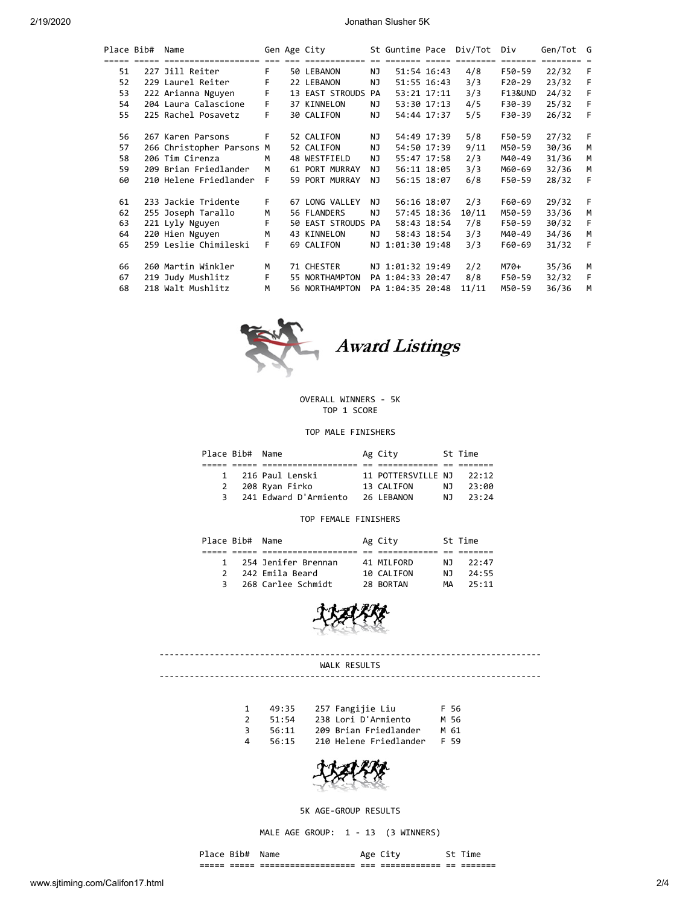| Place | Bib# | Name | Gen | Age | City | St | Guntime | Pace | Div/Tot | Div | Gen/Tot | G |
|---|---|---|---|---|---|---|---|---|---|---|---|---|
| 51 | 227 | Jill Reiter | F | 50 | LEBANON | NJ | 51:54 | 16:43 | 4/8 | F50-59 | 22/32 | F |
| 52 | 229 | Laurel Reiter | F | 22 | LEBANON | NJ | 51:55 | 16:43 | 3/3 | F20-29 | 23/32 | F |
| 53 | 222 | Arianna Nguyen | F | 13 | EAST STROUDS | PA | 53:21 | 17:11 | 3/3 | F13&UND | 24/32 | F |
| 54 | 204 | Laura Calascione | F | 37 | KINNELON | NJ | 53:30 | 17:13 | 4/5 | F30-39 | 25/32 | F |
| 55 | 225 | Rachel Posavetz | F | 30 | CALIFON | NJ | 54:44 | 17:37 | 5/5 | F30-39 | 26/32 | F |
| 56 | 267 | Karen Parsons | F | 52 | CALIFON | NJ | 54:49 | 17:39 | 5/8 | F50-59 | 27/32 | F |
| 57 | 266 | Christopher Parsons | M | 52 | CALIFON | NJ | 54:50 | 17:39 | 9/11 | M50-59 | 30/36 | M |
| 58 | 206 | Tim Cirenza | M | 48 | WESTFIELD | NJ | 55:47 | 17:58 | 2/3 | M40-49 | 31/36 | M |
| 59 | 209 | Brian Friedlander | M | 61 | PORT MURRAY | NJ | 56:11 | 18:05 | 3/3 | M60-69 | 32/36 | M |
| 60 | 210 | Helene Friedlander | F | 59 | PORT MURRAY | NJ | 56:15 | 18:07 | 6/8 | F50-59 | 28/32 | F |
| 61 | 233 | Jackie Tridente | F | 67 | LONG VALLEY | NJ | 56:16 | 18:07 | 2/3 | F60-69 | 29/32 | F |
| 62 | 255 | Joseph Tarallo | M | 56 | FLANDERS | NJ | 57:45 | 18:36 | 10/11 | M50-59 | 33/36 | M |
| 63 | 221 | Lyly Nguyen | F | 50 | EAST STROUDS | PA | 58:43 | 18:54 | 7/8 | F50-59 | 30/32 | F |
| 64 | 220 | Hien Nguyen | M | 43 | KINNELON | NJ | 58:43 | 18:54 | 3/3 | M40-49 | 34/36 | M |
| 65 | 259 | Leslie Chimileski | F | 69 | CALIFON | NJ | 1:01:30 | 19:48 | 3/3 | F60-69 | 31/32 | F |
| 66 | 260 | Martin Winkler | M | 71 | CHESTER | NJ | 1:01:32 | 19:49 | 2/2 | M70+ | 35/36 | M |
| 67 | 219 | Judy Mushlitz | F | 55 | NORTHAMPTON | PA | 1:04:33 | 20:47 | 8/8 | F50-59 | 32/32 | F |
| 68 | 218 | Walt Mushlitz | M | 56 | NORTHAMPTON | PA | 1:04:35 | 20:48 | 11/11 | M50-59 | 36/36 | M |

## Award Listings

OVERALL WINNERS - 5K
TOP 1 SCORE

TOP MALE FINISHERS

| Place | Bib# | Name | Ag | City | St | Time |
|---|---|---|---|---|---|---|
| 1 | 216 | Paul Lenski | 11 | POTTERSVILLE | NJ | 22:12 |
| 2 | 208 | Ryan Firko | 13 | CALIFON | NJ | 23:00 |
| 3 | 241 | Edward D'Armiento | 26 | LEBANON | NJ | 23:24 |

TOP FEMALE FINISHERS

| Place | Bib# | Name | Ag | City | St | Time |
|---|---|---|---|---|---|---|
| 1 | 254 | Jenifer Brennan | 41 | MILFORD | NJ | 22:47 |
| 2 | 242 | Emila Beard | 10 | CALIFON | NJ | 24:55 |
| 3 | 268 | Carlee Schmidt | 28 | BORTAN | MA | 25:11 |

WALK RESULTS

| | | | |
|---|---|---|---|
| 1 | 49:35 | 257 Fangijie Liu | F 56 |
| 2 | 51:54 | 238 Lori D'Armiento | M 56 |
| 3 | 56:11 | 209 Brian Friedlander | M 61 |
| 4 | 56:15 | 210 Helene Friedlander | F 59 |

5K AGE-GROUP RESULTS

MALE AGE GROUP: 1 - 13 (3 WINNERS)

| Place | Bib# | Name | Age | City | St | Time |
|---|---|---|---|---|---|---|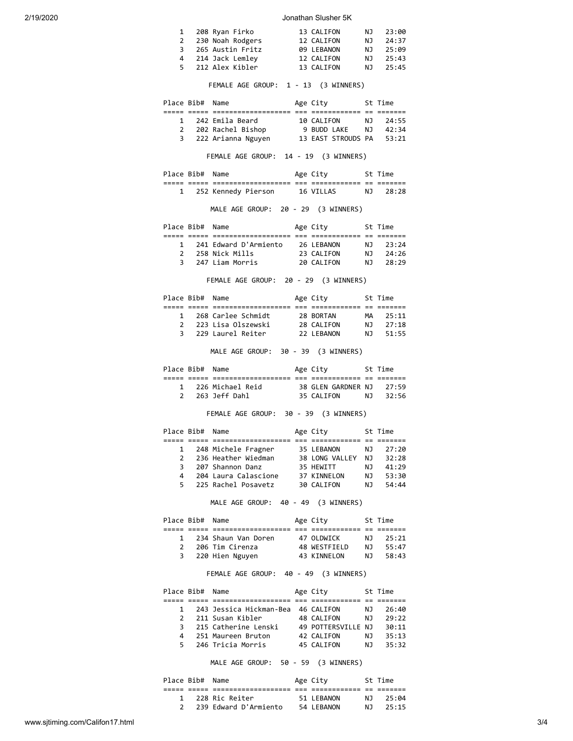| Place | Bib# | Name | Age | City | St | Time |
|---|---|---|---|---|---|---|
| 1 | 208 | Ryan Firko | 13 | CALIFON | NJ | 23:00 |
| 2 | 230 | Noah Rodgers | 12 | CALIFON | NJ | 24:37 |
| 3 | 265 | Austin Fritz | 09 | LEBANON | NJ | 25:09 |
| 4 | 214 | Jack Lemley | 12 | CALIFON | NJ | 25:43 |
| 5 | 212 | Alex Kibler | 13 | CALIFON | NJ | 25:45 |

FEMALE AGE GROUP: 1 - 13 (3 WINNERS)

| Place | Bib# | Name | Age | City | St | Time |
|---|---|---|---|---|---|---|
| 1 | 242 | Emila Beard | 10 | CALIFON | NJ | 24:55 |
| 2 | 202 | Rachel Bishop | 9 | BUDD LAKE | NJ | 42:34 |
| 3 | 222 | Arianna Nguyen | 13 | EAST STROUDS | PA | 53:21 |

FEMALE AGE GROUP: 14 - 19 (3 WINNERS)

| Place | Bib# | Name | Age | City | St | Time |
|---|---|---|---|---|---|---|
| 1 | 252 | Kennedy Pierson | 16 | VILLAS | NJ | 28:28 |

MALE AGE GROUP: 20 - 29 (3 WINNERS)

| Place | Bib# | Name | Age | City | St | Time |
|---|---|---|---|---|---|---|
| 1 | 241 | Edward D'Armiento | 26 | LEBANON | NJ | 23:24 |
| 2 | 258 | Nick Mills | 23 | CALIFON | NJ | 24:26 |
| 3 | 247 | Liam Morris | 20 | CALIFON | NJ | 28:29 |

FEMALE AGE GROUP: 20 - 29 (3 WINNERS)

| Place | Bib# | Name | Age | City | St | Time |
|---|---|---|---|---|---|---|
| 1 | 268 | Carlee Schmidt | 28 | BORTAN | MA | 25:11 |
| 2 | 223 | Lisa Olszewski | 28 | CALIFON | NJ | 27:18 |
| 3 | 229 | Laurel Reiter | 22 | LEBANON | NJ | 51:55 |

MALE AGE GROUP: 30 - 39 (3 WINNERS)

| Place | Bib# | Name | Age | City | St | Time |
|---|---|---|---|---|---|---|
| 1 | 226 | Michael Reid | 38 | GLEN GARDNER | NJ | 27:59 |
| 2 | 263 | Jeff Dahl | 35 | CALIFON | NJ | 32:56 |

FEMALE AGE GROUP: 30 - 39 (3 WINNERS)

| Place | Bib# | Name | Age | City | St | Time |
|---|---|---|---|---|---|---|
| 1 | 248 | Michele Fragner | 35 | LEBANON | NJ | 27:20 |
| 2 | 236 | Heather Wiedman | 38 | LONG VALLEY | NJ | 32:28 |
| 3 | 207 | Shannon Danz | 35 | HEWITT | NJ | 41:29 |
| 4 | 204 | Laura Calascione | 37 | KINNELON | NJ | 53:30 |
| 5 | 225 | Rachel Posavetz | 30 | CALIFON | NJ | 54:44 |

MALE AGE GROUP: 40 - 49 (3 WINNERS)

| Place | Bib# | Name | Age | City | St | Time |
|---|---|---|---|---|---|---|
| 1 | 234 | Shaun Van Doren | 47 | OLDWICK | NJ | 25:21 |
| 2 | 206 | Tim Cirenza | 48 | WESTFIELD | NJ | 55:47 |
| 3 | 220 | Hien Nguyen | 43 | KINNELON | NJ | 58:43 |

FEMALE AGE GROUP: 40 - 49 (3 WINNERS)

| Place | Bib# | Name | Age | City | St | Time |
|---|---|---|---|---|---|---|
| 1 | 243 | Jessica Hickman-Bea | 46 | CALIFON | NJ | 26:40 |
| 2 | 211 | Susan Kibler | 48 | CALIFON | NJ | 29:22 |
| 3 | 215 | Catherine Lenski | 49 | POTTERSVILLE | NJ | 30:11 |
| 4 | 251 | Maureen Bruton | 42 | CALIFON | NJ | 35:13 |
| 5 | 246 | Tricia Morris | 45 | CALIFON | NJ | 35:32 |

MALE AGE GROUP: 50 - 59 (3 WINNERS)

| Place | Bib# | Name | Age | City | St | Time |
|---|---|---|---|---|---|---|
| 1 | 228 | Ric Reiter | 51 | LEBANON | NJ | 25:04 |
| 2 | 239 | Edward D'Armiento | 54 | LEBANON | NJ | 25:15 |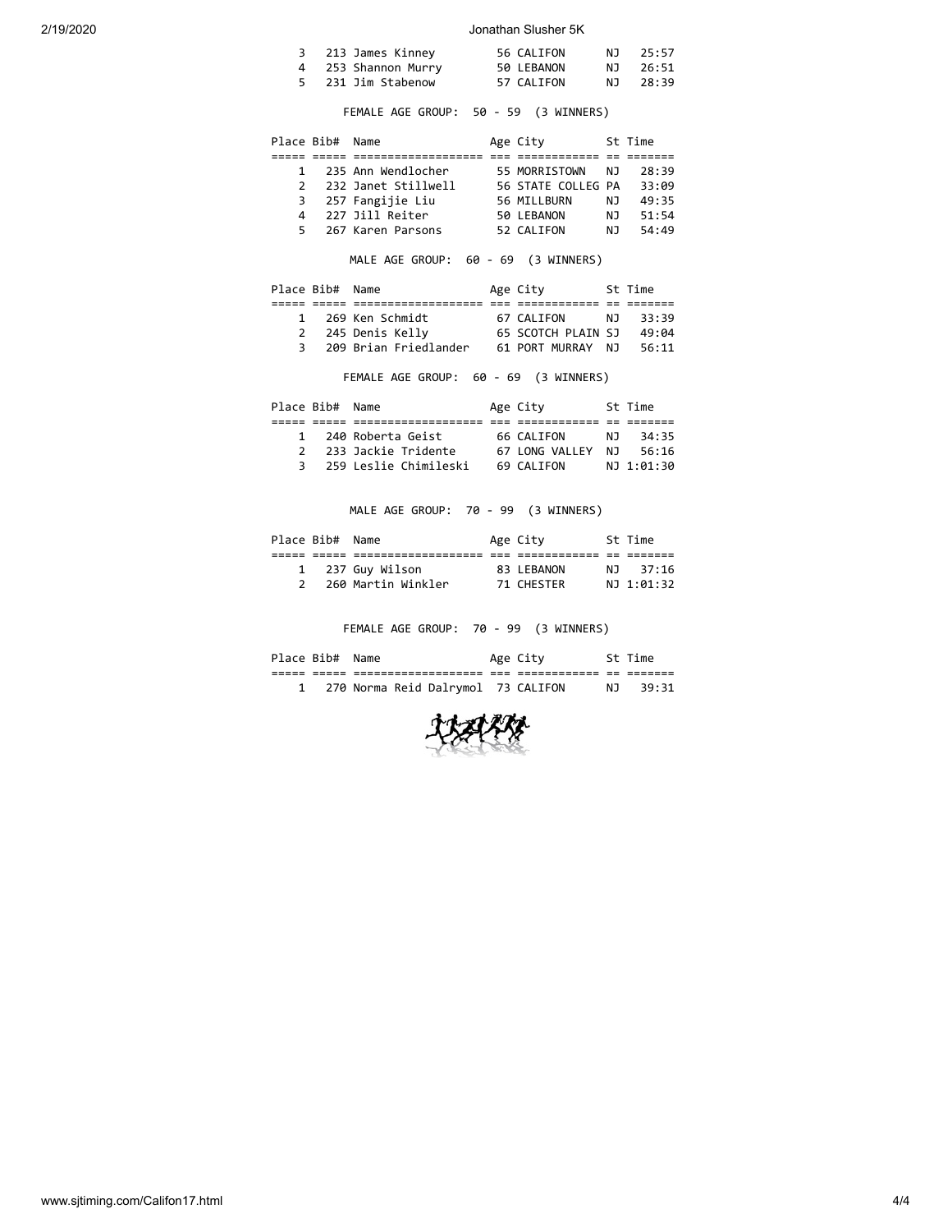| Place | Bib# | Name | Age | City | St | Time |
|---|---|---|---|---|---|---|
| 3 | 213 | James Kinney | 56 | CALIFON | NJ | 25:57 |
| 4 | 253 | Shannon Murry | 50 | LEBANON | NJ | 26:51 |
| 5 | 231 | Jim Stabenow | 57 | CALIFON | NJ | 28:39 |

FEMALE AGE GROUP: 50 - 59 (3 WINNERS)

| Place | Bib# | Name | Age | City | St | Time |
|---|---|---|---|---|---|---|
| 1 | 235 | Ann Wendlocher | 55 | MORRISTOWN | NJ | 28:39 |
| 2 | 232 | Janet Stillwell | 56 | STATE COLLEG | PA | 33:09 |
| 3 | 257 | Fangijie Liu | 56 | MILLBURN | NJ | 49:35 |
| 4 | 227 | Jill Reiter | 50 | LEBANON | NJ | 51:54 |
| 5 | 267 | Karen Parsons | 52 | CALIFON | NJ | 54:49 |

MALE AGE GROUP: 60 - 69 (3 WINNERS)

| Place | Bib# | Name | Age | City | St | Time |
|---|---|---|---|---|---|---|
| 1 | 269 | Ken Schmidt | 67 | CALIFON | NJ | 33:39 |
| 2 | 245 | Denis Kelly | 65 | SCOTCH PLAIN | SJ | 49:04 |
| 3 | 209 | Brian Friedlander | 61 | PORT MURRAY | NJ | 56:11 |

FEMALE AGE GROUP: 60 - 69 (3 WINNERS)

| Place | Bib# | Name | Age | City | St | Time |
|---|---|---|---|---|---|---|
| 1 | 240 | Roberta Geist | 66 | CALIFON | NJ | 34:35 |
| 2 | 233 | Jackie Tridente | 67 | LONG VALLEY | NJ | 56:16 |
| 3 | 259 | Leslie Chimileski | 69 | CALIFON | NJ | 1:01:30 |

MALE AGE GROUP: 70 - 99 (3 WINNERS)

| Place | Bib# | Name | Age | City | St | Time |
|---|---|---|---|---|---|---|
| 1 | 237 | Guy Wilson | 83 | LEBANON | NJ | 37:16 |
| 2 | 260 | Martin Winkler | 71 | CHESTER | NJ | 1:01:32 |

FEMALE AGE GROUP: 70 - 99 (3 WINNERS)

| Place | Bib# | Name | Age | City | St | Time |
|---|---|---|---|---|---|---|
| 1 | 270 | Norma Reid Dalrymol | 73 | CALIFON | NJ | 39:31 |